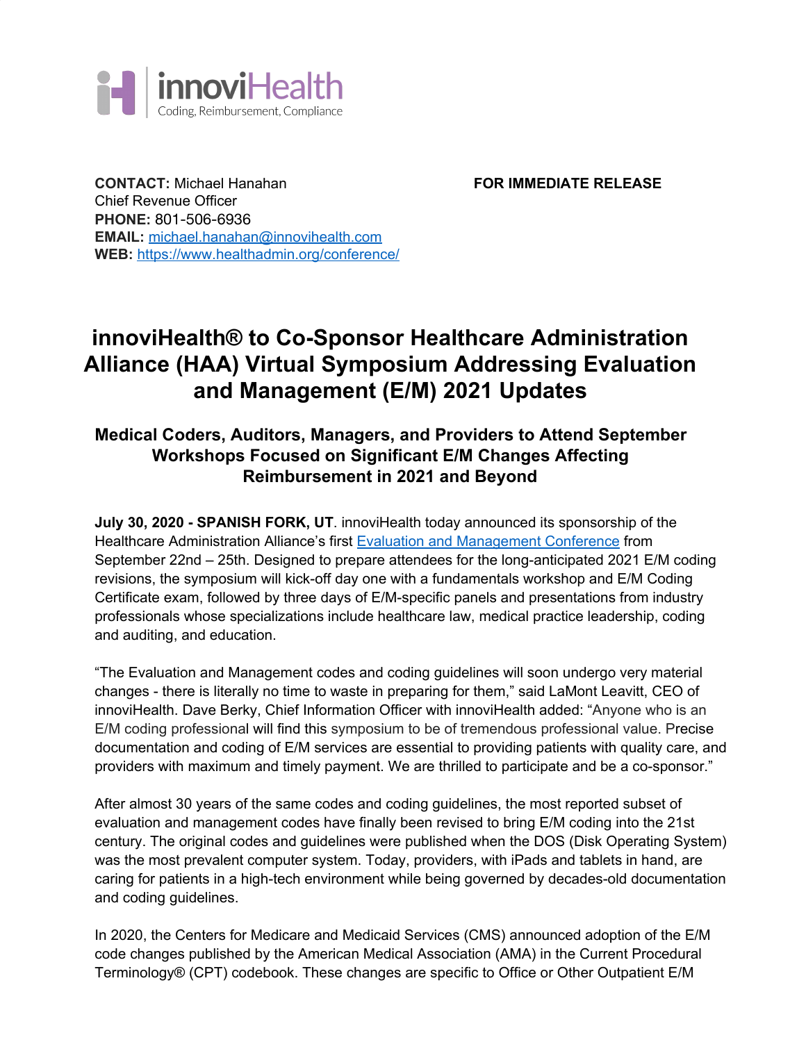innoviHealth
Coding, Reimbursement, Compliance

**CONTACT:** Michael Hanahan
Chief Revenue Officer
**PHONE:** 801-506-6936
**EMAIL:** [michael.hanahan@innovihealth.com](mailto:michael.hanahan@innovihealth.com)
**WEB:** [https://www.healthadmin.org/conference/](https://www.healthadmin.org/conference/)

**FOR IMMEDIATE RELEASE**

# innoviHealth® to Co-Sponsor Healthcare Administration Alliance (HAA) Virtual Symposium Addressing Evaluation and Management (E/M) 2021 Updates

### Medical Coders, Auditors, Managers, and Providers to Attend September Workshops Focused on Significant E/M Changes Affecting Reimbursement in 2021 and Beyond

**July 30, 2020 - SPANISH FORK, UT**. innoviHealth today announced its sponsorship of the Healthcare Administration Alliance's first Evaluation and Management Conference from September 22nd – 25th. Designed to prepare attendees for the long-anticipated 2021 E/M coding revisions, the symposium will kick-off day one with a fundamentals workshop and E/M Coding Certificate exam, followed by three days of E/M-specific panels and presentations from industry professionals whose specializations include healthcare law, medical practice leadership, coding and auditing, and education.

"The Evaluation and Management codes and coding guidelines will soon undergo very material changes - there is literally no time to waste in preparing for them," said LaMont Leavitt, CEO of innoviHealth. Dave Berky, Chief Information Officer with innoviHealth added: "Anyone who is an E/M coding professional will find this symposium to be of tremendous professional value. Precise documentation and coding of E/M services are essential to providing patients with quality care, and providers with maximum and timely payment. We are thrilled to participate and be a co-sponsor."

After almost 30 years of the same codes and coding guidelines, the most reported subset of evaluation and management codes have finally been revised to bring E/M coding into the 21st century. The original codes and guidelines were published when the DOS (Disk Operating System) was the most prevalent computer system. Today, providers, with iPads and tablets in hand, are caring for patients in a high-tech environment while being governed by decades-old documentation and coding guidelines.

In 2020, the Centers for Medicare and Medicaid Services (CMS) announced adoption of the E/M code changes published by the American Medical Association (AMA) in the Current Procedural Terminology® (CPT) codebook. These changes are specific to Office or Other Outpatient E/M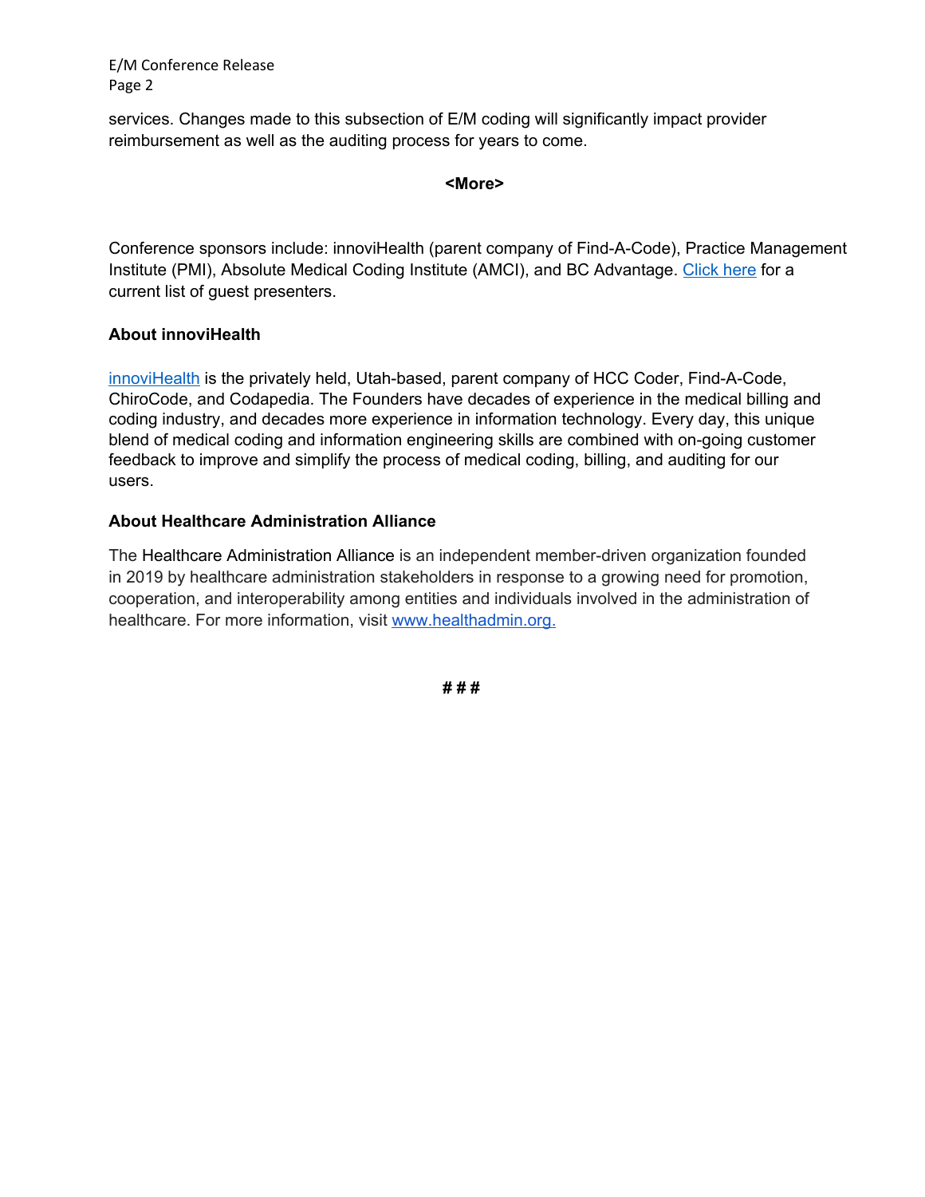services. Changes made to this subsection of E/M coding will significantly impact provider reimbursement as well as the auditing process for years to come.

**<More>**

Conference sponsors include: innoviHealth (parent company of Find-A-Code), Practice Management Institute (PMI), Absolute Medical Coding Institute (AMCI), and BC Advantage. Click here for a current list of guest presenters.

**About innoviHealth**

innoviHealth is the privately held, Utah-based, parent company of HCC Coder, Find-A-Code, ChiroCode, and Codapedia. The Founders have decades of experience in the medical billing and coding industry, and decades more experience in information technology. Every day, this unique blend of medical coding and information engineering skills are combined with on-going customer feedback to improve and simplify the process of medical coding, billing, and auditing for our users.

**About Healthcare Administration Alliance**

The Healthcare Administration Alliance is an independent member-driven organization founded in 2019 by healthcare administration stakeholders in response to a growing need for promotion, cooperation, and interoperability among entities and individuals involved in the administration of healthcare. For more information, visit www.healthadmin.org.

**# # #**